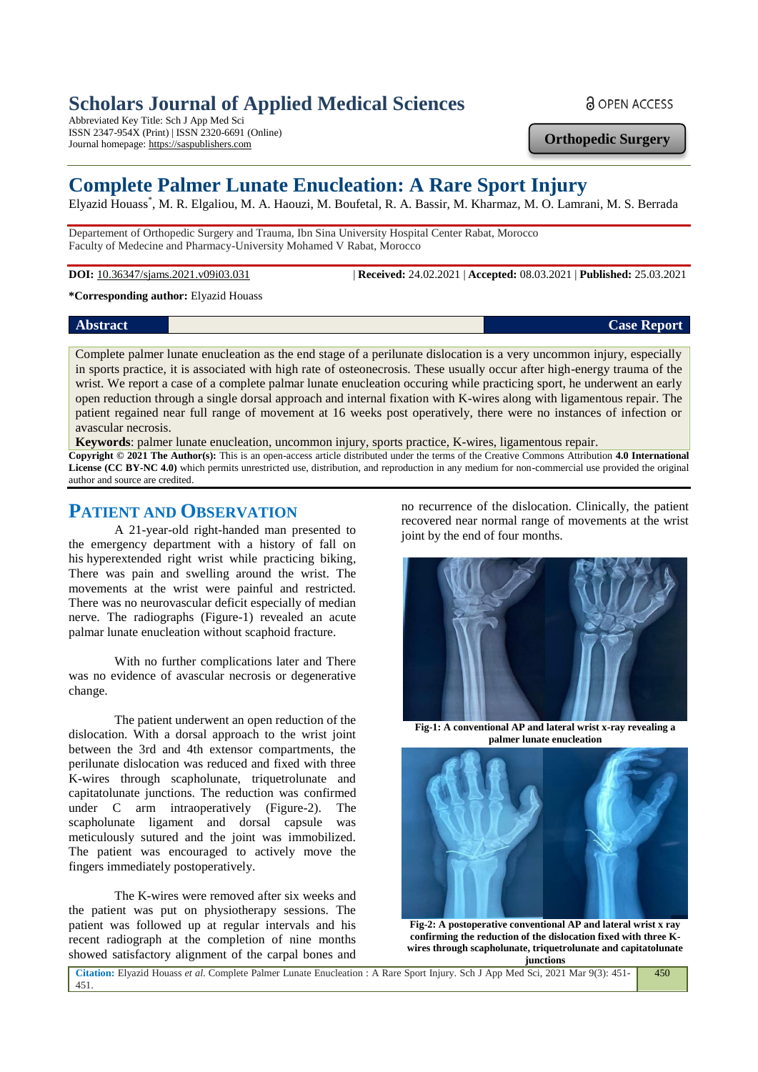# Scholars Journal of Applied Medical Sciences

Abbreviated Key Title: Sch J App Med Sci
ISSN 2347-954X (Print) | ISSN 2320-6691 (Online)
Journal homepage: https://saspublishers.com

OPEN ACCESS

**Orthopedic Surgery**

# Complete Palmer Lunate Enucleation: A Rare Sport Injury

Elyazid Houass*, M. R. Elgaliou, M. A. Haouzi, M. Boufetal, R. A. Bassir, M. Kharmaz, M. O. Lamrani, M. S. Berrada

Departement of Orthopedic Surgery and Trauma, Ibn Sina University Hospital Center Rabat, Morocco
Faculty of Medecine and Pharmacy-University Mohamed V Rabat, Morocco

**DOI:** 10.36347/sjams.2021.v09i03.031 | **Received:** 24.02.2021 | **Accepted:** 08.03.2021 | **Published:** 25.03.2021

**\*Corresponding author:** Elyazid Houass

**Abstract** **Case Report**

Complete palmer lunate enucleation as the end stage of a perilunate dislocation is a very uncommon injury, especially in sports practice, it is associated with high rate of osteonecrosis. These usually occur after high-energy trauma of the wrist. We report a case of a complete palmar lunate enucleation occuring while practicing sport, he underwent an early open reduction through a single dorsal approach and internal fixation with K-wires along with ligamentous repair. The patient regained near full range of movement at 16 weeks post operatively, there were no instances of infection or avascular necrosis.

**Keywords**: palmer lunate enucleation, uncommon injury, sports practice, K-wires, ligamentous repair.

**Copyright © 2021 The Author(s):** This is an open-access article distributed under the terms of the Creative Commons Attribution **4.0 International License (CC BY-NC 4.0)** which permits unrestricted use, distribution, and reproduction in any medium for non-commercial use provided the original author and source are credited.

## PATIENT AND OBSERVATION

A 21-year-old right-handed man presented to the emergency department with a history of fall on his hyperextended right wrist while practicing biking, There was pain and swelling around the wrist. The movements at the wrist were painful and restricted. There was no neurovascular deficit especially of median nerve. The radiographs (Figure-1) revealed an acute palmar lunate enucleation without scaphoid fracture.

With no further complications later and There was no evidence of avascular necrosis or degenerative change.

The patient underwent an open reduction of the dislocation. With a dorsal approach to the wrist joint between the 3rd and 4th extensor compartments, the perilunate dislocation was reduced and fixed with three K-wires through scapholunate, triquetrolunate and capitatolunate junctions. The reduction was confirmed under C arm intraoperatively (Figure-2). The scapholunate ligament and dorsal capsule was meticulously sutured and the joint was immobilized. The patient was encouraged to actively move the fingers immediately postoperatively.

The K-wires were removed after six weeks and the patient was put on physiotherapy sessions. The patient was followed up at regular intervals and his recent radiograph at the completion of nine months showed satisfactory alignment of the carpal bones and no recurrence of the dislocation. Clinically, the patient recovered near normal range of movements at the wrist joint by the end of four months.

**Fig-1: A conventional AP and lateral wrist x-ray revealing a palmer lunate enucleation**

**Fig-2: A postoperative conventional AP and lateral wrist x ray confirming the reduction of the dislocation fixed with three K-wires through scapholunate, triquetrolunate and capitatolunate junctions**

**Citation:** Elyazid Houass *et al.* Complete Palmer Lunate Enucleation : A Rare Sport Injury. Sch J App Med Sci, 2021 Mar 9(3): 451-451.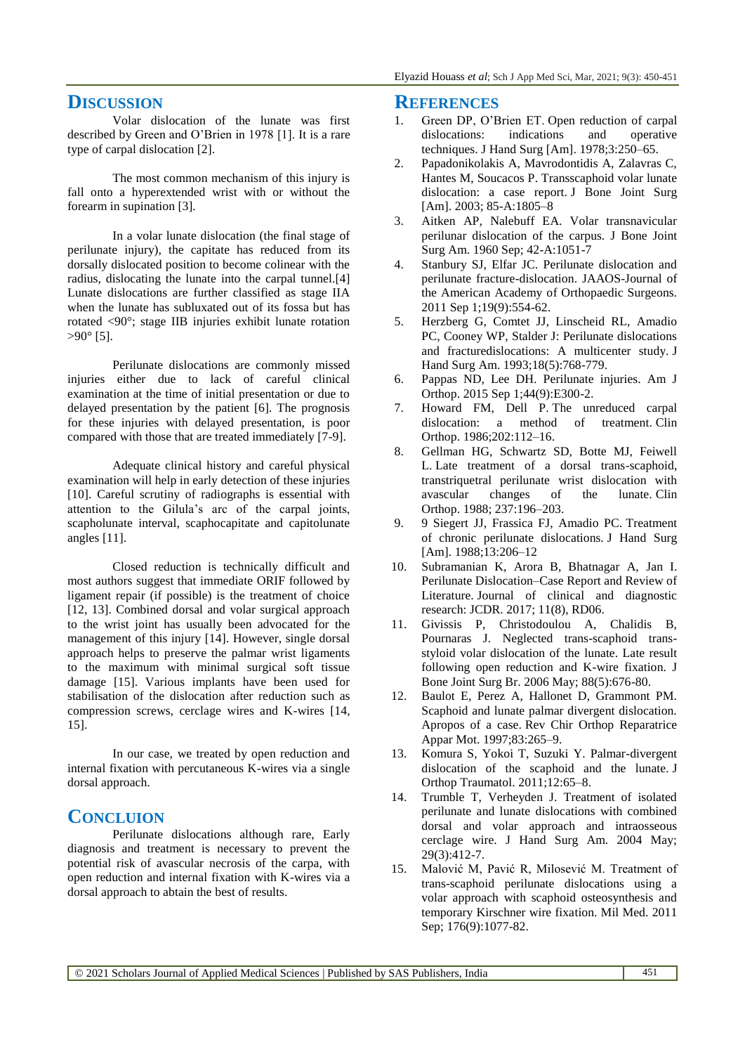## DISCUSSION

Volar dislocation of the lunate was first described by Green and O'Brien in 1978 [1]. It is a rare type of carpal dislocation [2].

The most common mechanism of this injury is fall onto a hyperextended wrist with or without the forearm in supination [3].

In a volar lunate dislocation (the final stage of perilunate injury), the capitate has reduced from its dorsally dislocated position to become colinear with the radius, dislocating the lunate into the carpal tunnel.[4] Lunate dislocations are further classified as stage IIA when the lunate has subluxated out of its fossa but has rotated <90°; stage IIB injuries exhibit lunate rotation >90° [5].

Perilunate dislocations are commonly missed injuries either due to lack of careful clinical examination at the time of initial presentation or due to delayed presentation by the patient [6]. The prognosis for these injuries with delayed presentation, is poor compared with those that are treated immediately [7-9].

Adequate clinical history and careful physical examination will help in early detection of these injuries [10]. Careful scrutiny of radiographs is essential with attention to the Gilula's arc of the carpal joints, scapholunate interval, scaphocapitate and capitolunate angles [11].

Closed reduction is technically difficult and most authors suggest that immediate ORIF followed by ligament repair (if possible) is the treatment of choice [12, 13]. Combined dorsal and volar surgical approach to the wrist joint has usually been advocated for the management of this injury [14]. However, single dorsal approach helps to preserve the palmar wrist ligaments to the maximum with minimal surgical soft tissue damage [15]. Various implants have been used for stabilisation of the dislocation after reduction such as compression screws, cerclage wires and K-wires [14, 15].

In our case, we treated by open reduction and internal fixation with percutaneous K-wires via a single dorsal approach.

## CONCLUION

Perilunate dislocations although rare, Early diagnosis and treatment is necessary to prevent the potential risk of avascular necrosis of the carpa, with open reduction and internal fixation with K-wires via a dorsal approach to abtain the best of results.

## REFERENCES

1. Green DP, O'Brien ET. Open reduction of carpal dislocations: indications and operative techniques. J Hand Surg [Am]. 1978;3:250–65.
2. Papadonikolakis A, Mavrodontidis A, Zalavras C, Hantes M, Soucacos P. Transscaphoid volar lunate dislocation: a case report. J Bone Joint Surg [Am]. 2003; 85-A:1805–8
3. Aitken AP, Nalebuff EA. Volar transnavicular perilunar dislocation of the carpus. J Bone Joint Surg Am. 1960 Sep; 42-A:1051-7
4. Stanbury SJ, Elfar JC. Perilunate dislocation and perilunate fracture-dislocation. JAAOS-Journal of the American Academy of Orthopaedic Surgeons. 2011 Sep 1;19(9):554-62.
5. Herzberg G, Comtet JJ, Linscheid RL, Amadio PC, Cooney WP, Stalder J: Perilunate dislocations and fracturedislocations: A multicenter study. J Hand Surg Am. 1993;18(5):768-779.
6. Pappas ND, Lee DH. Perilunate injuries. Am J Orthop. 2015 Sep 1;44(9):E300-2.
7. Howard FM, Dell P. The unreduced carpal dislocation: a method of treatment. Clin Orthop. 1986;202:112–16.
8. Gellman HG, Schwartz SD, Botte MJ, Feiwell L. Late treatment of a dorsal trans-scaphoid, transtriquetral perilunate wrist dislocation with avascular changes of the lunate. Clin Orthop. 1988; 237:196–203.
9. 9 Siegert JJ, Frassica FJ, Amadio PC. Treatment of chronic perilunate dislocations. J Hand Surg [Am]. 1988;13:206–12
10. Subramanian K, Arora B, Bhatnagar A, Jan I. Perilunate Dislocation–Case Report and Review of Literature. Journal of clinical and diagnostic research: JCDR. 2017; 11(8), RD06.
11. Givissis P, Christodoulou A, Chalidis B, Pournaras J. Neglected trans-scaphoid trans-styloid volar dislocation of the lunate. Late result following open reduction and K-wire fixation. J Bone Joint Surg Br. 2006 May; 88(5):676-80.
12. Baulot E, Perez A, Hallonet D, Grammont PM. Scaphoid and lunate palmar divergent dislocation. Apropos of a case. Rev Chir Orthop Reparatrice Appar Mot. 1997;83:265–9.
13. Komura S, Yokoi T, Suzuki Y. Palmar-divergent dislocation of the scaphoid and the lunate. J Orthop Traumatol. 2011;12:65–8.
14. Trumble T, Verheyden J. Treatment of isolated perilunate and lunate dislocations with combined dorsal and volar approach and intraosseous cerclage wire. J Hand Surg Am. 2004 May; 29(3):412-7.
15. Malović M, Pavić R, Milosević M. Treatment of trans-scaphoid perilunate dislocations using a volar approach with scaphoid osteosynthesis and temporary Kirschner wire fixation. Mil Med. 2011 Sep; 176(9):1077-82.